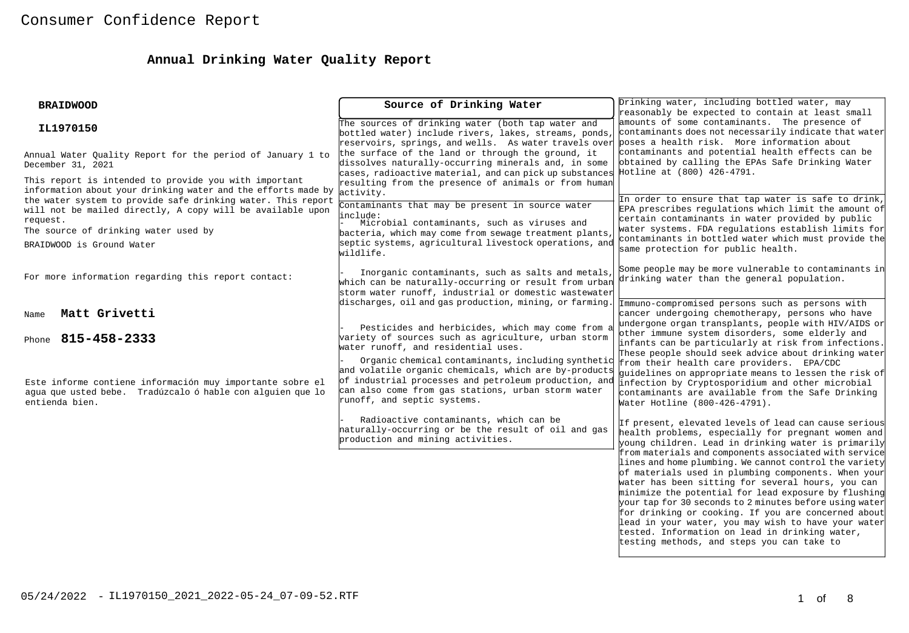Consumer Confidence Report

# Annual Drinking Water Quality Report

**BRAIDWOOD**

**IL1970150**

Annual Water Quality Report for the period of January 1 to December 31, 2021

This report is intended to provide you with important information about your drinking water and the efforts made by the water system to provide safe drinking water. This report will not be mailed directly, A copy will be available upon request.

The source of drinking water used by BRAIDWOOD is Ground Water

For more information regarding this report contact:

Name **Matt Grivetti**

Phone **815-458-2333**

Este informe contiene información muy importante sobre el agua que usted bebe. Tradúzcalo ó hable con alguien que lo entienda bien.

## Source of Drinking Water

The sources of drinking water (both tap water and bottled water) include rivers, lakes, streams, ponds, reservoirs, springs, and wells. As water travels over the surface of the land or through the ground, it dissolves naturally-occurring minerals and, in some cases, radioactive material, and can pick up substances resulting from the presence of animals or from human activity.

Contaminants that may be present in source water include:

- Microbial contaminants, such as viruses and bacteria, which may come from sewage treatment plants, septic systems, agricultural livestock operations, and wildlife.
- Inorganic contaminants, such as salts and metals, which can be naturally-occurring or result from urban storm water runoff, industrial or domestic wastewater discharges, oil and gas production, mining, or farming.
- Pesticides and herbicides, which may come from a variety of sources such as agriculture, urban storm water runoff, and residential uses.
- Organic chemical contaminants, including synthetic and volatile organic chemicals, which are by-products of industrial processes and petroleum production, and can also come from gas stations, urban storm water runoff, and septic systems.
- Radioactive contaminants, which can be naturally-occurring or be the result of oil and gas production and mining activities.

Drinking water, including bottled water, may reasonably be expected to contain at least small amounts of some contaminants. The presence of contaminants does not necessarily indicate that water poses a health risk. More information about contaminants and potential health effects can be obtained by calling the EPAs Safe Drinking Water Hotline at (800) 426-4791.

In order to ensure that tap water is safe to drink, EPA prescribes regulations which limit the amount of certain contaminants in water provided by public water systems. FDA regulations establish limits for contaminants in bottled water which must provide the same protection for public health.

Some people may be more vulnerable to contaminants in drinking water than the general population.

Immuno-compromised persons such as persons with cancer undergoing chemotherapy, persons who have undergone organ transplants, people with HIV/AIDS or other immune system disorders, some elderly and infants can be particularly at risk from infections. These people should seek advice about drinking water from their health care providers. EPA/CDC guidelines on appropriate means to lessen the risk of infection by Cryptosporidium and other microbial contaminants are available from the Safe Drinking Water Hotline (800-426-4791).

If present, elevated levels of lead can cause serious health problems, especially for pregnant women and young children. Lead in drinking water is primarily from materials and components associated with service lines and home plumbing. We cannot control the variety of materials used in plumbing components. When your water has been sitting for several hours, you can minimize the potential for lead exposure by flushing your tap for 30 seconds to 2 minutes before using water for drinking or cooking. If you are concerned about lead in your water, you may wish to have your water tested. Information on lead in drinking water, testing methods, and steps you can take to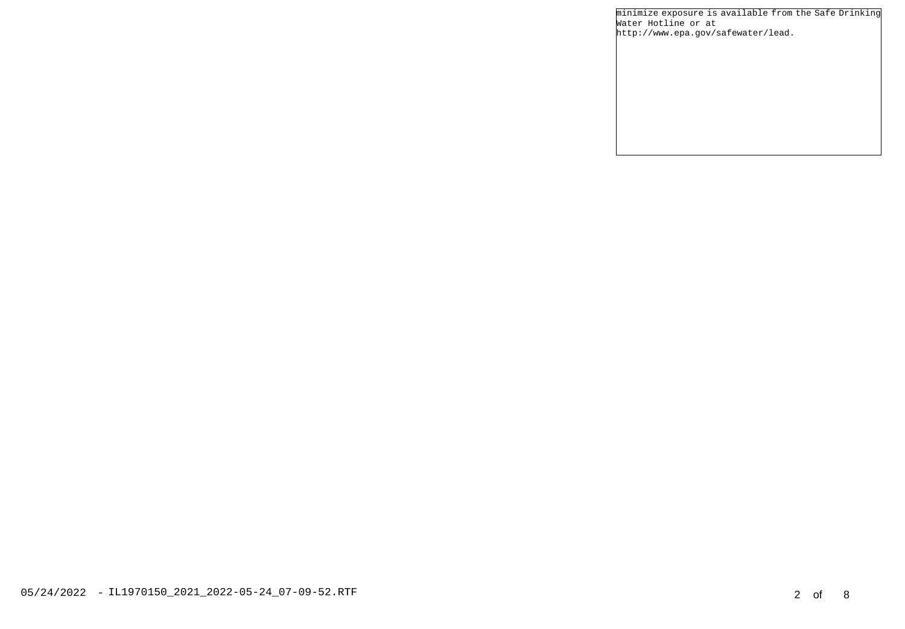minimize exposure is available from the Safe Drinking Water Hotline or at http://www.epa.gov/safewater/lead.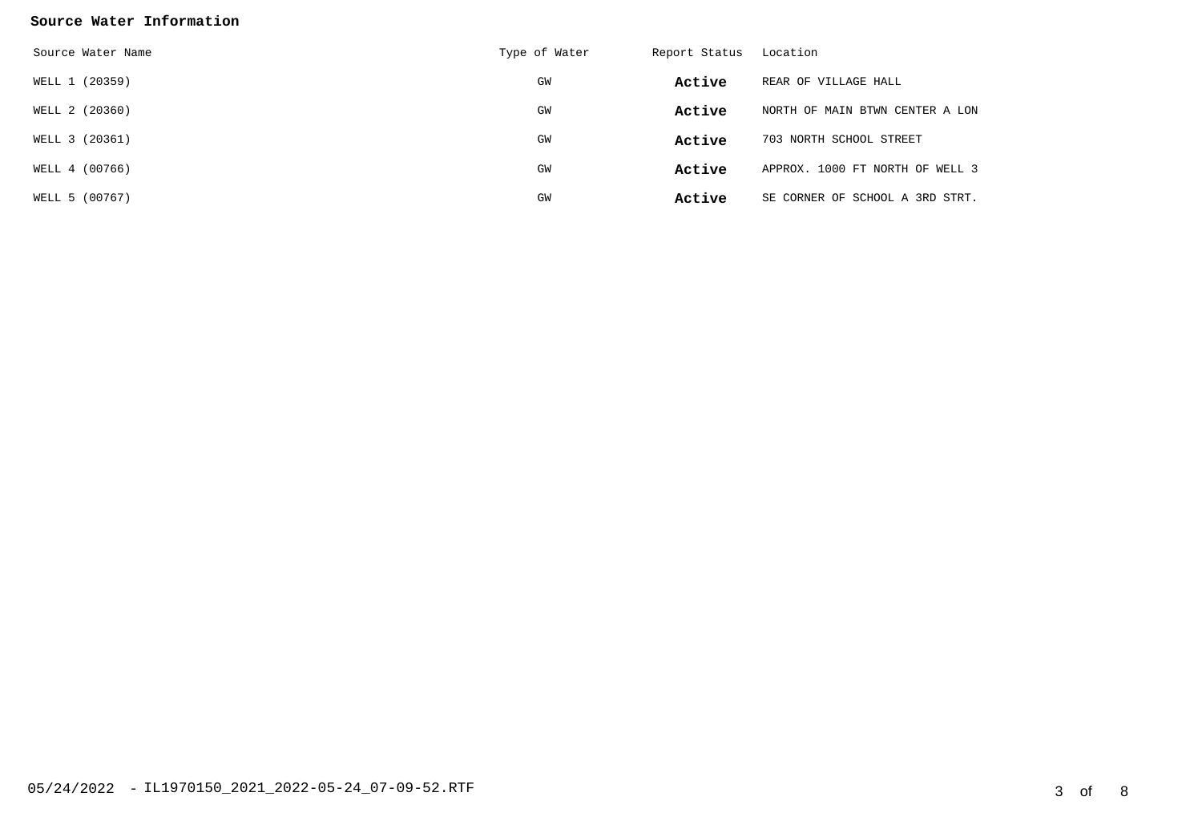**Source Water Information**

| Source Water Name | Type of Water | Report Status | Location |
|---|---|---|---|
| WELL 1 (20359) | GW | **Active** | REAR OF VILLAGE HALL |
| WELL 2 (20360) | GW | **Active** | NORTH OF MAIN BTWN CENTER A LON |
| WELL 3 (20361) | GW | **Active** | 703 NORTH SCHOOL STREET |
| WELL 4 (00766) | GW | **Active** | APPROX. 1000 FT NORTH OF WELL 3 |
| WELL 5 (00767) | GW | **Active** | SE CORNER OF SCHOOL A 3RD STRT. |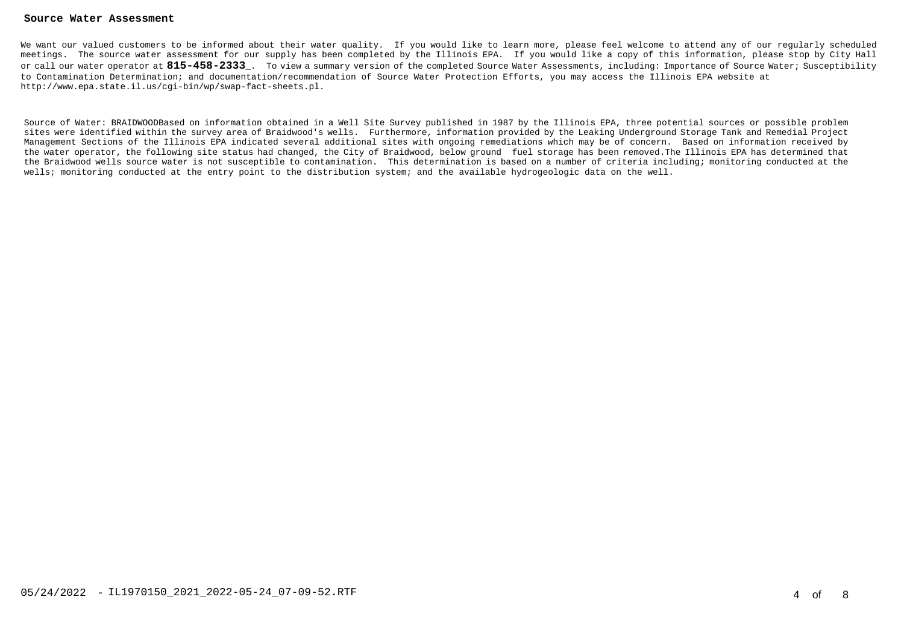**Source Water Assessment**

We want our valued customers to be informed about their water quality. If you would like to learn more, please feel welcome to attend any of our regularly scheduled meetings. The source water assessment for our supply has been completed by the Illinois EPA. If you would like a copy of this information, please stop by City Hall or call our water operator at **815-458-2333**_. To view a summary version of the completed Source Water Assessments, including: Importance of Source Water; Susceptibility to Contamination Determination; and documentation/recommendation of Source Water Protection Efforts, you may access the Illinois EPA website at http://www.epa.state.il.us/cgi-bin/wp/swap-fact-sheets.pl.

Source of Water: BRAIDWOODBased on information obtained in a Well Site Survey published in 1987 by the Illinois EPA, three potential sources or possible problem sites were identified within the survey area of Braidwood's wells. Furthermore, information provided by the Leaking Underground Storage Tank and Remedial Project Management Sections of the Illinois EPA indicated several additional sites with ongoing remediations which may be of concern. Based on information received by the water operator, the following site status had changed, the City of Braidwood, below ground fuel storage has been removed.The Illinois EPA has determined that the Braidwood wells source water is not susceptible to contamination. This determination is based on a number of criteria including; monitoring conducted at the wells; monitoring conducted at the entry point to the distribution system; and the available hydrogeologic data on the well.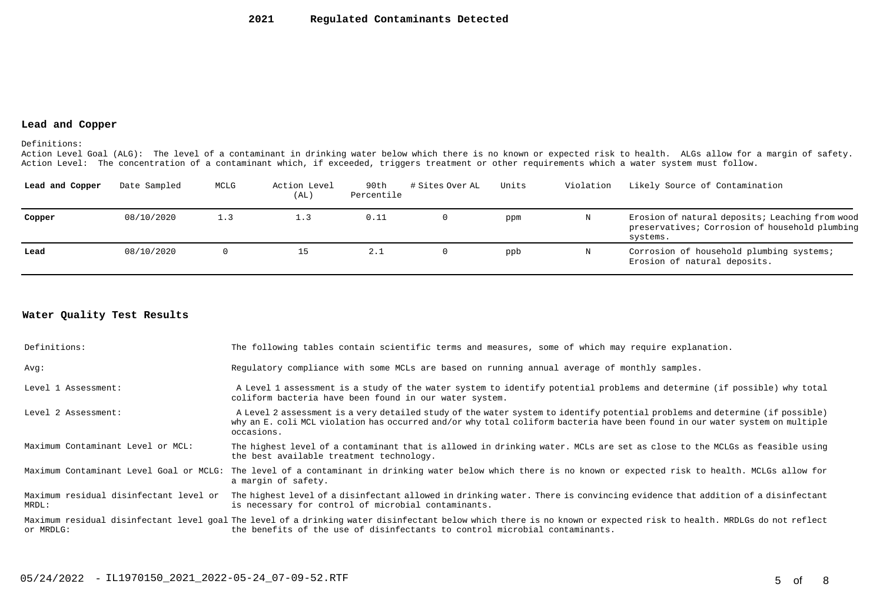# 2021 Regulated Contaminants Detected

## Lead and Copper

Definitions:
Action Level Goal (ALG): The level of a contaminant in drinking water below which there is no known or expected risk to health. ALGs allow for a margin of safety.
Action Level: The concentration of a contaminant which, if exceeded, triggers treatment or other requirements which a water system must follow.

| Lead and Copper | Date Sampled | MCLG | Action Level (AL) | 90th Percentile | # Sites Over AL | Units | Violation | Likely Source of Contamination |
|---|---|---|---|---|---|---|---|---|
| **Copper** | 08/10/2020 | 1.3 | 1.3 | 0.11 | 0 | ppm | N | Erosion of natural deposits; Leaching from wood preservatives; Corrosion of household plumbing systems. |
| **Lead** | 08/10/2020 | 0 | 15 | 2.1 | 0 | ppb | N | Corrosion of household plumbing systems; Erosion of natural deposits. |

## Water Quality Test Results

| | |
|---|---|
| Definitions: | The following tables contain scientific terms and measures, some of which may require explanation. |
| Avg: | Regulatory compliance with some MCLs are based on running annual average of monthly samples. |
| Level 1 Assessment: | A Level 1 assessment is a study of the water system to identify potential problems and determine (if possible) why total coliform bacteria have been found in our water system. |
| Level 2 Assessment: | A Level 2 assessment is a very detailed study of the water system to identify potential problems and determine (if possible) why an E. coli MCL violation has occurred and/or why total coliform bacteria have been found in our water system on multiple occasions. |
| Maximum Contaminant Level or MCL: | The highest level of a contaminant that is allowed in drinking water. MCLs are set as close to the MCLGs as feasible using the best available treatment technology. |
| Maximum Contaminant Level Goal or MCLG: | The level of a contaminant in drinking water below which there is no known or expected risk to health. MCLGs allow for a margin of safety. |
| Maximum residual disinfectant level or MRDL: | The highest level of a disinfectant allowed in drinking water. There is convincing evidence that addition of a disinfectant is necessary for control of microbial contaminants. |
| Maximum residual disinfectant level goal or MRDLG: | The level of a drinking water disinfectant below which there is no known or expected risk to health. MRDLGs do not reflect the benefits of the use of disinfectants to control microbial contaminants. |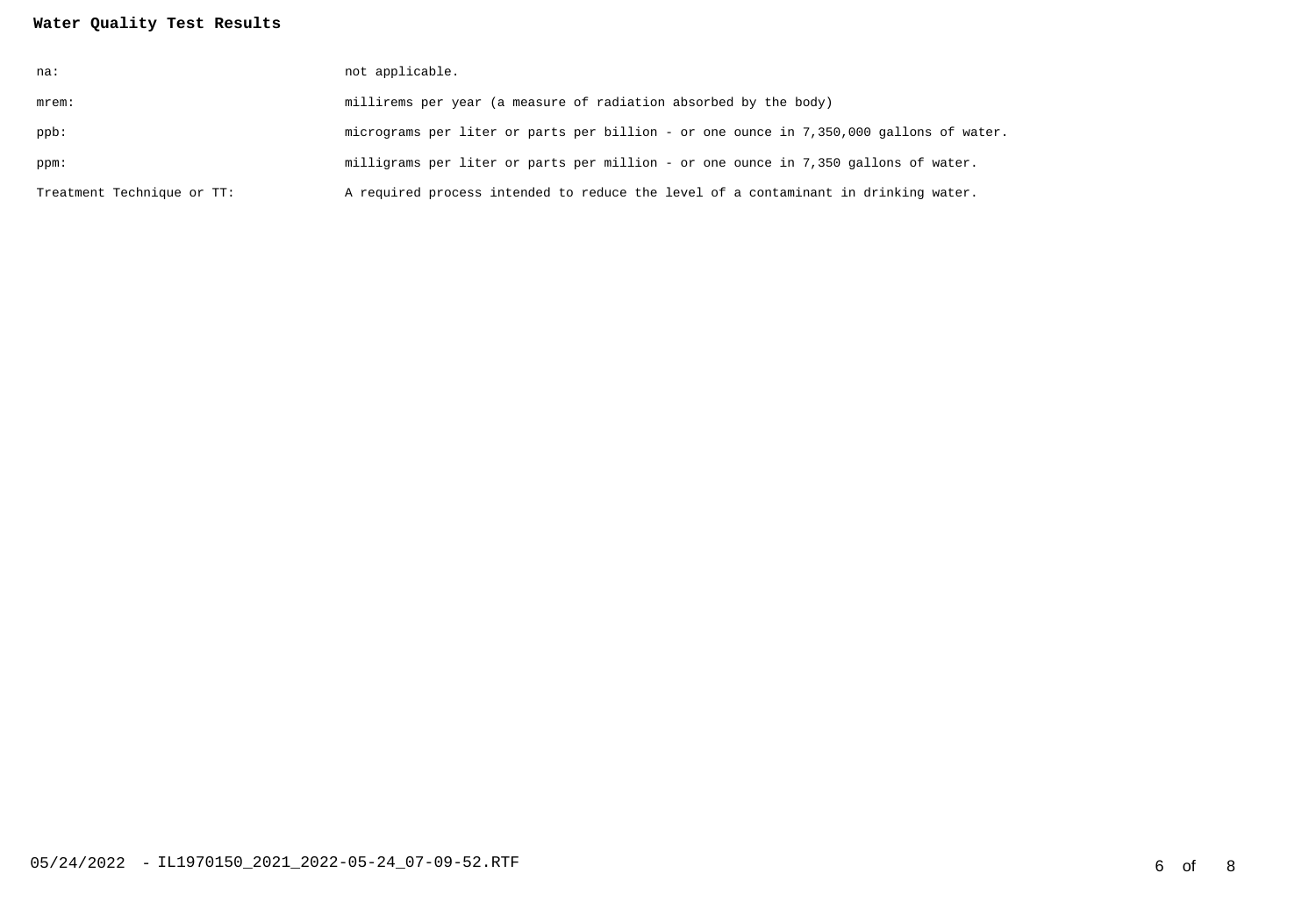**Water Quality Test Results**

| | |
|---|---|
| na: | not applicable. |
| mrem: | millirems per year (a measure of radiation absorbed by the body) |
| ppb: | micrograms per liter or parts per billion - or one ounce in 7,350,000 gallons of water. |
| ppm: | milligrams per liter or parts per million - or one ounce in 7,350 gallons of water. |
| Treatment Technique or TT: | A required process intended to reduce the level of a contaminant in drinking water. |

05/24/2022 - IL1970150_2021_2022-05-24_07-09-52.RTF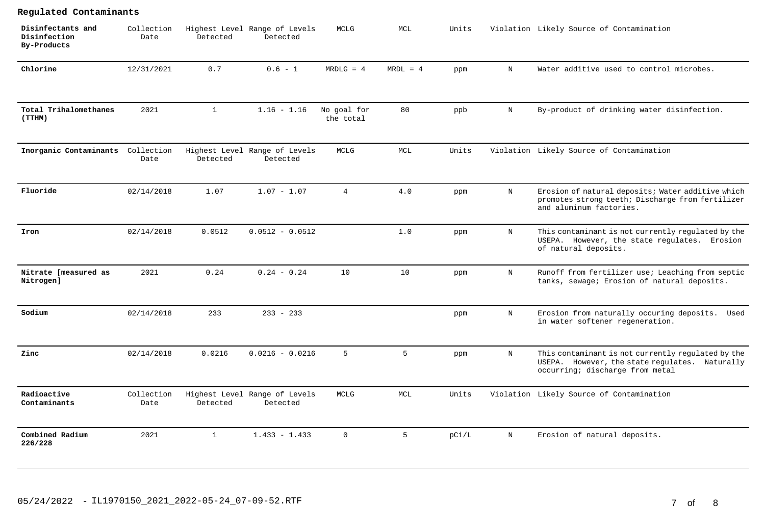## Regulated Contaminants

| Disinfectants and Disinfection By-Products | Collection Date | Highest Level Detected | Range of Levels Detected | MCLG | MCL | Units | Violation | Likely Source of Contamination |
|---|---|---|---|---|---|---|---|---|
| **Chlorine** | 12/31/2021 | 0.7 | 0.6 - 1 | MRDLG = 4 | MRDL = 4 | ppm | N | Water additive used to control microbes. |
| **Total Trihalomethanes (TTHM)** | 2021 | 1 | 1.16 - 1.16 | No goal for the total | 80 | ppb | N | By-product of drinking water disinfection. |

| Inorganic Contaminants | Collection Date | Highest Level Detected | Range of Levels Detected | MCLG | MCL | Units | Violation | Likely Source of Contamination |
|---|---|---|---|---|---|---|---|---|
| **Fluoride** | 02/14/2018 | 1.07 | 1.07 - 1.07 | 4 | 4.0 | ppm | N | Erosion of natural deposits; Water additive which promotes strong teeth; Discharge from fertilizer and aluminum factories. |
| **Iron** | 02/14/2018 | 0.0512 | 0.0512 - 0.0512 | | 1.0 | ppm | N | This contaminant is not currently regulated by the USEPA. However, the state regulates. Erosion of natural deposits. |
| **Nitrate [measured as Nitrogen]** | 2021 | 0.24 | 0.24 - 0.24 | 10 | 10 | ppm | N | Runoff from fertilizer use; Leaching from septic tanks, sewage; Erosion of natural deposits. |
| **Sodium** | 02/14/2018 | 233 | 233 - 233 | | | ppm | N | Erosion from naturally occuring deposits. Used in water softener regeneration. |
| **Zinc** | 02/14/2018 | 0.0216 | 0.0216 - 0.0216 | 5 | 5 | ppm | N | This contaminant is not currently regulated by the USEPA. However, the state regulates. Naturally occurring; discharge from metal |

| Radioactive Contaminants | Collection Date | Highest Level Detected | Range of Levels Detected | MCLG | MCL | Units | Violation | Likely Source of Contamination |
|---|---|---|---|---|---|---|---|---|
| **Combined Radium 226/228** | 2021 | 1 | 1.433 - 1.433 | 0 | 5 | pCi/L | N | Erosion of natural deposits. |

05/24/2022 - IL1970150_2021_2022-05-24_07-09-52.RTF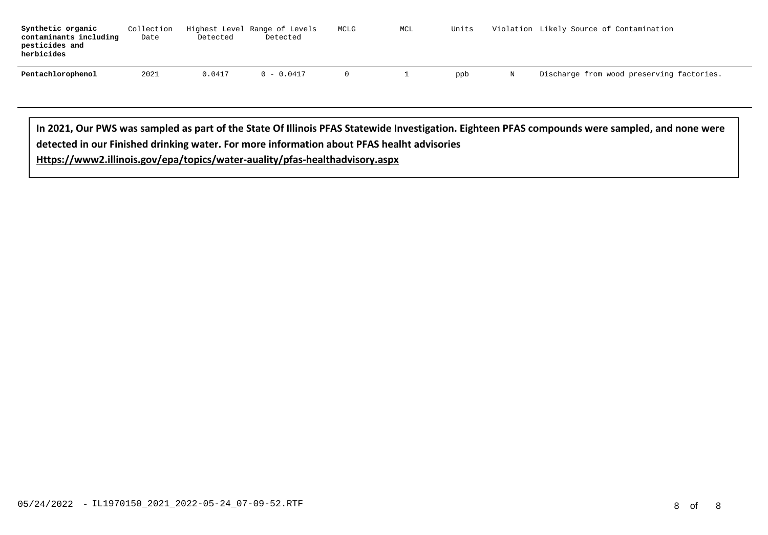| Synthetic organic contaminants including pesticides and herbicides | Collection Date | Highest Level Detected | Range of Levels Detected | MCLG | MCL | Units | Violation | Likely Source of Contamination |
|---|---|---|---|---|---|---|---|---|
| **Pentachlorophenol** | 2021 | 0.0417 | 0 - 0.0417 | 0 | 1 | ppb | N | Discharge from wood preserving factories. |

**In 2021, Our PWS was sampled as part of the State Of Illinois PFAS Statewide Investigation. Eighteen PFAS compounds were sampled, and none were detected in our Finished drinking water. For more information about PFAS healht advisories**
**Https://www2.illinois.gov/epa/topics/water-auality/pfas-healthadvisory.aspx**

05/24/2022 - IL1970150_2021_2022-05-24_07-09-52.RTF